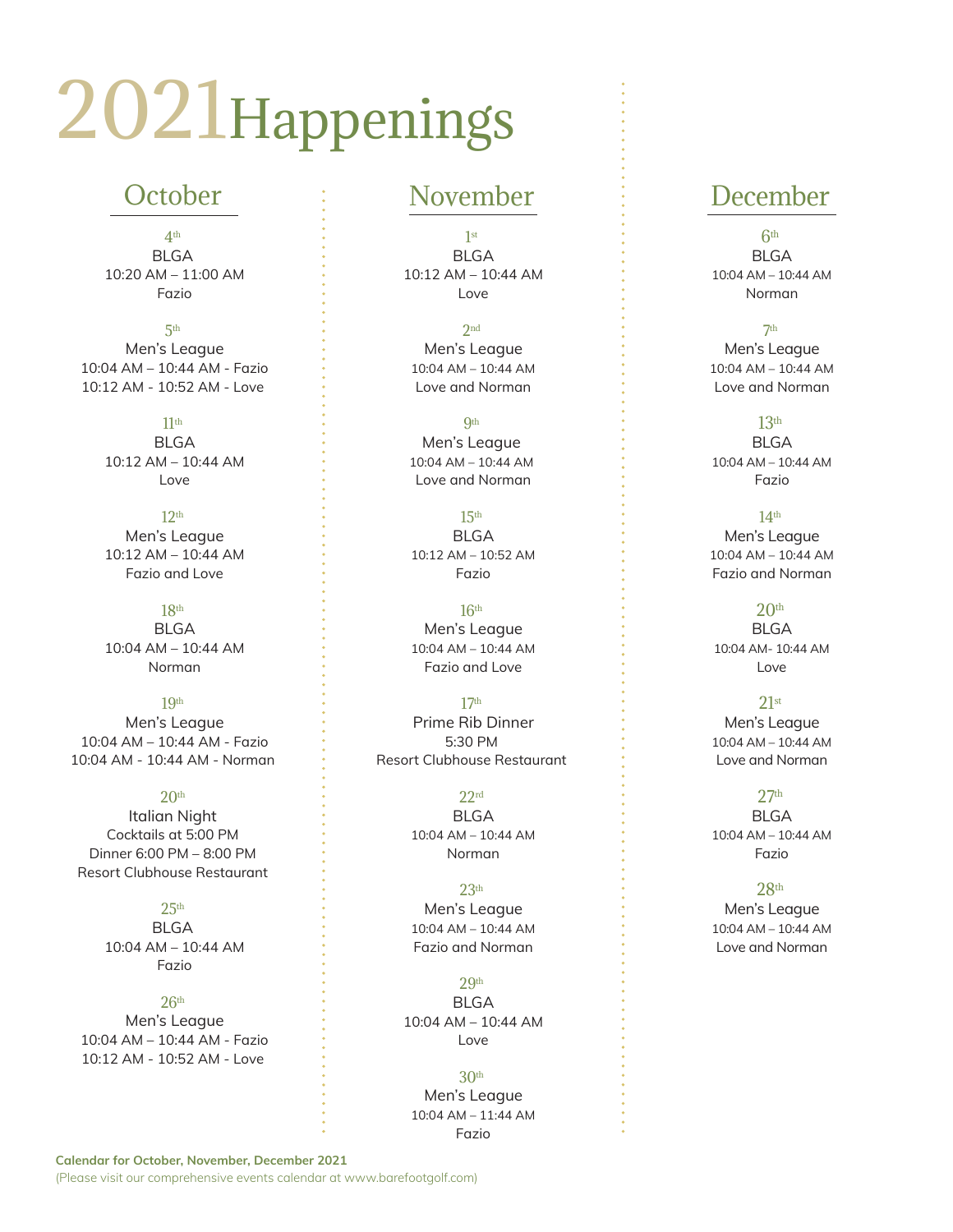# 2021 Happenings

## October

4th
BLGA
10:20 AM – 11:00 AM
Fazio

5th
Men's League
10:04 AM – 10:44 AM - Fazio
10:12 AM - 10:52 AM - Love

11th
BLGA
10:12 AM – 10:44 AM
Love

12th
Men's League
10:12 AM – 10:44 AM
Fazio and Love

18th
BLGA
10:04 AM – 10:44 AM
Norman

19th
Men's League
10:04 AM – 10:44 AM - Fazio
10:04 AM - 10:44 AM - Norman

20th
Italian Night
Cocktails at 5:00 PM
Dinner 6:00 PM – 8:00 PM
Resort Clubhouse Restaurant

25th
BLGA
10:04 AM – 10:44 AM
Fazio

26th
Men's League
10:04 AM – 10:44 AM - Fazio
10:12 AM - 10:52 AM - Love

## November

1st
BLGA
10:12 AM – 10:44 AM
Love

2nd
Men's League
10:04 AM – 10:44 AM
Love and Norman

9th
Men's League
10:04 AM – 10:44 AM
Love and Norman

15th
BLGA
10:12 AM – 10:52 AM
Fazio

16th
Men's League
10:04 AM – 10:44 AM
Fazio and Love

17th
Prime Rib Dinner
5:30 PM
Resort Clubhouse Restaurant

22rd
BLGA
10:04 AM – 10:44 AM
Norman

23th
Men's League
10:04 AM – 10:44 AM
Fazio and Norman

29th
BLGA
10:04 AM – 10:44 AM
Love

30th
Men's League
10:04 AM – 11:44 AM
Fazio

## December

6th
BLGA
10:04 AM – 10:44 AM
Norman

7th
Men's League
10:04 AM – 10:44 AM
Love and Norman

13th
BLGA
10:04 AM – 10:44 AM
Fazio

14th
Men's League
10:04 AM – 10:44 AM
Fazio and Norman

20th
BLGA
10:04 AM- 10:44 AM
Love

21st
Men's League
10:04 AM – 10:44 AM
Love and Norman

27th
BLGA
10:04 AM – 10:44 AM
Fazio

28th
Men's League
10:04 AM – 10:44 AM
Love and Norman

**Calendar for October, November, December 2021**
(Please visit our comprehensive events calendar at www.barefootgolf.com)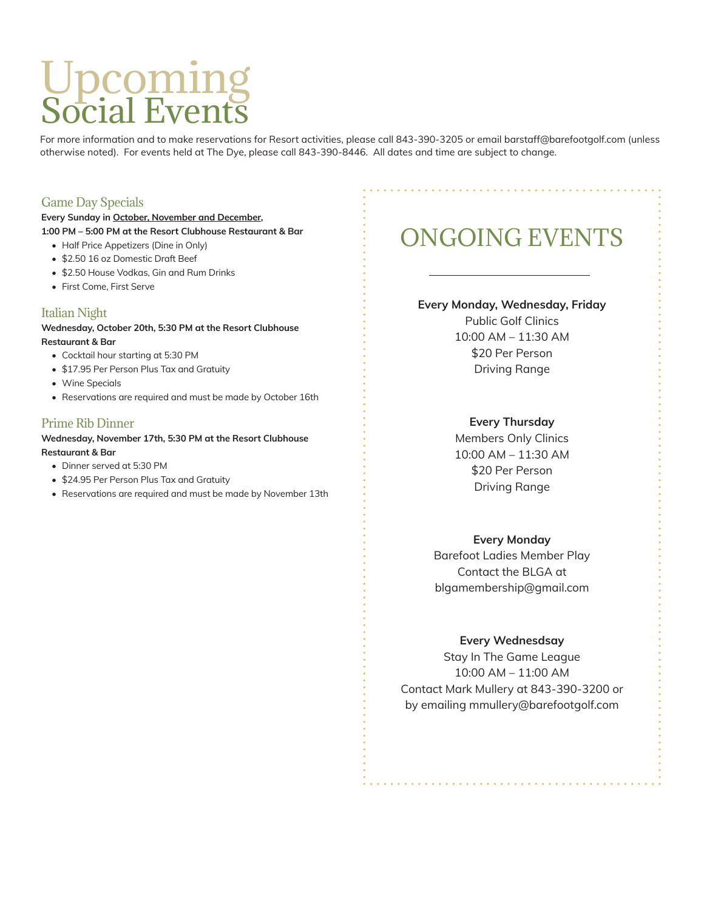# Upcoming Social Events

For more information and to make reservations for Resort activities, please call 843-390-3205 or email barstaff@barefootgolf.com (unless otherwise noted). For events held at The Dye, please call 843-390-8446. All dates and time are subject to change.

## Game Day Specials

**Every Sunday in October, November and December,**
**1:00 PM – 5:00 PM at the Resort Clubhouse Restaurant & Bar**

- Half Price Appetizers (Dine in Only)
- $2.50 16 oz Domestic Draft Beef
- $2.50 House Vodkas, Gin and Rum Drinks
- First Come, First Serve

## Italian Night

**Wednesday, October 20th, 5:30 PM at the Resort Clubhouse Restaurant & Bar**

- Cocktail hour starting at 5:30 PM
- $17.95 Per Person Plus Tax and Gratuity
- Wine Specials
- Reservations are required and must be made by October 16th

## Prime Rib Dinner

**Wednesday, November 17th, 5:30 PM at the Resort Clubhouse Restaurant & Bar**

- Dinner served at 5:30 PM
- $24.95 Per Person Plus Tax and Gratuity
- Reservations are required and must be made by November 13th

## ONGOING EVENTS

**Every Monday, Wednesday, Friday**
Public Golf Clinics
10:00 AM – 11:30 AM
$20 Per Person
Driving Range

**Every Thursday**
Members Only Clinics
10:00 AM – 11:30 AM
$20 Per Person
Driving Range

**Every Monday**
Barefoot Ladies Member Play
Contact the BLGA at
blgamembership@gmail.com

**Every Wednesdsay**
Stay In The Game League
10:00 AM – 11:00 AM
Contact Mark Mullery at 843-390-3200 or
by emailing mmullery@barefootgolf.com